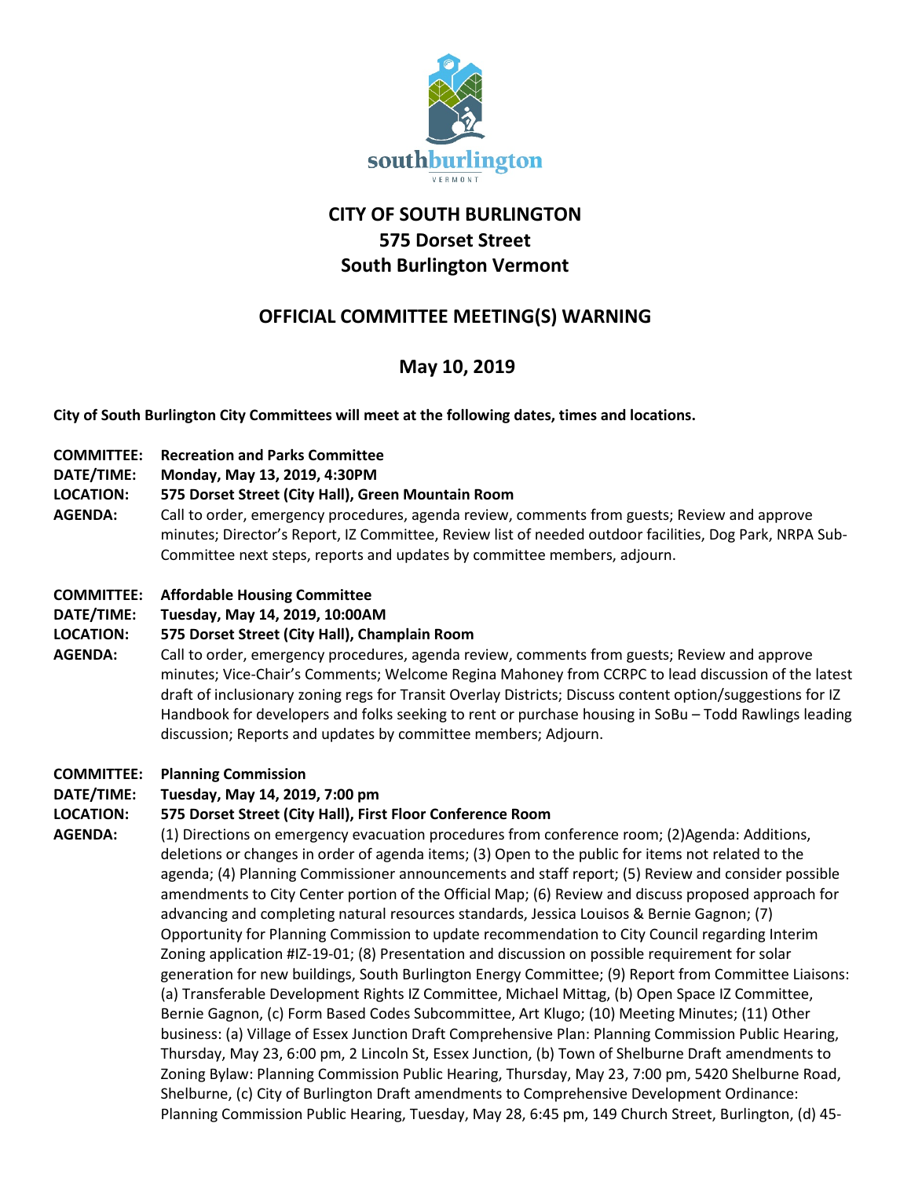# CITY OF SOUTH BURLINGTON
# 575 Dorset Street
# South Burlington Vermont

## OFFICIAL COMMITTEE MEETING(S) WARNING

## May 10, 2019

**City of South Burlington City Committees will meet at the following dates, times and locations.**

**COMMITTEE:** **Recreation and Parks Committee**
**DATE/TIME:** **Monday, May 13, 2019, 4:30PM**
**LOCATION:** **575 Dorset Street (City Hall), Green Mountain Room**
**AGENDA:** Call to order, emergency procedures, agenda review, comments from guests; Review and approve minutes; Director's Report, IZ Committee, Review list of needed outdoor facilities, Dog Park, NRPA Sub-Committee next steps, reports and updates by committee members, adjourn.

**COMMITTEE:** **Affordable Housing Committee**
**DATE/TIME:** **Tuesday, May 14, 2019, 10:00AM**
**LOCATION:** **575 Dorset Street (City Hall), Champlain Room**
**AGENDA:** Call to order, emergency procedures, agenda review, comments from guests; Review and approve minutes; Vice-Chair's Comments; Welcome Regina Mahoney from CCRPC to lead discussion of the latest draft of inclusionary zoning regs for Transit Overlay Districts; Discuss content option/suggestions for IZ Handbook for developers and folks seeking to rent or purchase housing in SoBu – Todd Rawlings leading discussion; Reports and updates by committee members; Adjourn.

**COMMITTEE:** **Planning Commission**
**DATE/TIME:** **Tuesday, May 14, 2019, 7:00 pm**
**LOCATION:** **575 Dorset Street (City Hall), First Floor Conference Room**
**AGENDA:** (1) Directions on emergency evacuation procedures from conference room; (2)Agenda: Additions, deletions or changes in order of agenda items; (3) Open to the public for items not related to the agenda; (4) Planning Commissioner announcements and staff report; (5) Review and consider possible amendments to City Center portion of the Official Map; (6) Review and discuss proposed approach for advancing and completing natural resources standards, Jessica Louisos & Bernie Gagnon; (7) Opportunity for Planning Commission to update recommendation to City Council regarding Interim Zoning application #IZ-19-01; (8) Presentation and discussion on possible requirement for solar generation for new buildings, South Burlington Energy Committee; (9) Report from Committee Liaisons: (a) Transferable Development Rights IZ Committee, Michael Mittag, (b) Open Space IZ Committee, Bernie Gagnon, (c) Form Based Codes Subcommittee, Art Klugo; (10) Meeting Minutes; (11) Other business: (a) Village of Essex Junction Draft Comprehensive Plan: Planning Commission Public Hearing, Thursday, May 23, 6:00 pm, 2 Lincoln St, Essex Junction, (b) Town of Shelburne Draft amendments to Zoning Bylaw: Planning Commission Public Hearing, Thursday, May 23, 7:00 pm, 5420 Shelburne Road, Shelburne, (c) City of Burlington Draft amendments to Comprehensive Development Ordinance: Planning Commission Public Hearing, Tuesday, May 28, 6:45 pm, 149 Church Street, Burlington, (d) 45-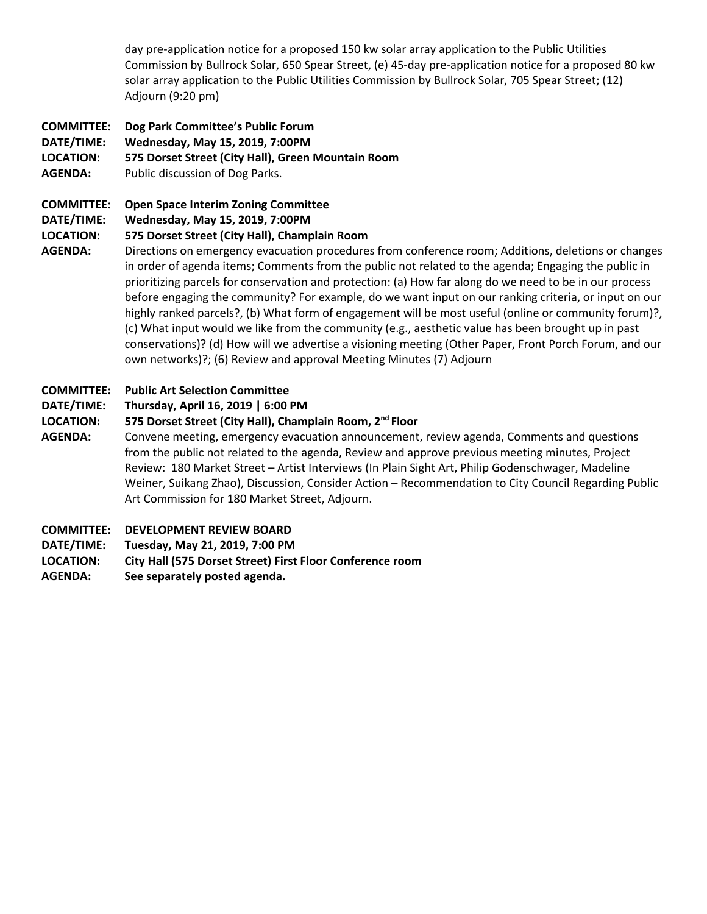day pre-application notice for a proposed 150 kw solar array application to the Public Utilities Commission by Bullrock Solar, 650 Spear Street, (e) 45-day pre-application notice for a proposed 80 kw solar array application to the Public Utilities Commission by Bullrock Solar, 705 Spear Street; (12) Adjourn (9:20 pm)

**COMMITTEE: Dog Park Committee's Public Forum**
**DATE/TIME: Wednesday, May 15, 2019, 7:00PM**
**LOCATION: 575 Dorset Street (City Hall), Green Mountain Room**
**AGENDA:** Public discussion of Dog Parks.

**COMMITTEE: Open Space Interim Zoning Committee**
**DATE/TIME: Wednesday, May 15, 2019, 7:00PM**
**LOCATION: 575 Dorset Street (City Hall), Champlain Room**
**AGENDA:** Directions on emergency evacuation procedures from conference room; Additions, deletions or changes in order of agenda items; Comments from the public not related to the agenda; Engaging the public in prioritizing parcels for conservation and protection: (a) How far along do we need to be in our process before engaging the community? For example, do we want input on our ranking criteria, or input on our highly ranked parcels?, (b) What form of engagement will be most useful (online or community forum)?, (c) What input would we like from the community (e.g., aesthetic value has been brought up in past conservations)? (d) How will we advertise a visioning meeting (Other Paper, Front Porch Forum, and our own networks)?; (6) Review and approval Meeting Minutes (7) Adjourn

**COMMITTEE: Public Art Selection Committee**
**DATE/TIME: Thursday, April 16, 2019 | 6:00 PM**
**LOCATION: 575 Dorset Street (City Hall), Champlain Room, 2nd Floor**
**AGENDA:** Convene meeting, emergency evacuation announcement, review agenda, Comments and questions from the public not related to the agenda, Review and approve previous meeting minutes, Project Review: 180 Market Street – Artist Interviews (In Plain Sight Art, Philip Godenschwager, Madeline Weiner, Suikang Zhao), Discussion, Consider Action – Recommendation to City Council Regarding Public Art Commission for 180 Market Street, Adjourn.

**COMMITTEE: DEVELOPMENT REVIEW BOARD**
**DATE/TIME: Tuesday, May 21, 2019, 7:00 PM**
**LOCATION: City Hall (575 Dorset Street) First Floor Conference room**
**AGENDA: See separately posted agenda.**